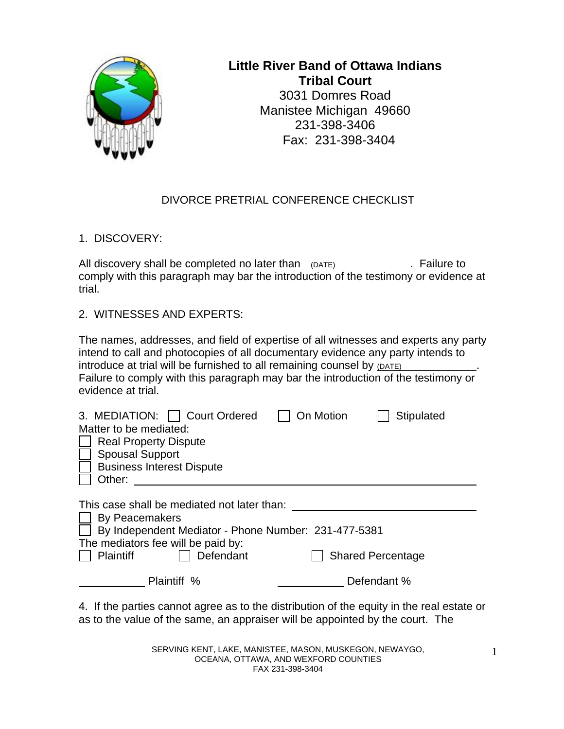# Little River Band of Ottawa Indians
## Tribal Court

3031 Domres Road
Manistee Michigan 49660
231-398-3406
Fax: 231-398-3404

## DIVORCE PRETRIAL CONFERENCE CHECKLIST

1. DISCOVERY:

All discovery shall be completed no later than (DATE) ______________. Failure to comply with this paragraph may bar the introduction of the testimony or evidence at trial.

2. WITNESSES AND EXPERTS:

The names, addresses, and field of expertise of all witnesses and experts any party intend to call and photocopies of all documentary evidence any party intends to introduce at trial will be furnished to all remaining counsel by (DATE) ______________. Failure to comply with this paragraph may bar the introduction of the testimony or evidence at trial.

3. MEDIATION: ☐ Court Ordered ☐ On Motion ☐ Stipulated

Matter to be mediated:

☐ Real Property Dispute
☐ Spousal Support
☐ Business Interest Dispute
☐ Other: ______________________________________________

This case shall be mediated not later than: ______________________________

☐ By Peacemakers
☐ By Independent Mediator - Phone Number: 231-477-5381

The mediators fee will be paid by:

☐ Plaintiff ☐ Defendant ☐ Shared Percentage

__________ Plaintiff % __________ Defendant %

4. If the parties cannot agree as to the distribution of the equity in the real estate or as to the value of the same, an appraiser will be appointed by the court. The

SERVING KENT, LAKE, MANISTEE, MASON, MUSKEGON, NEWAYGO, OCEANA, OTTAWA, AND WEXFORD COUNTIES
FAX 231-398-3404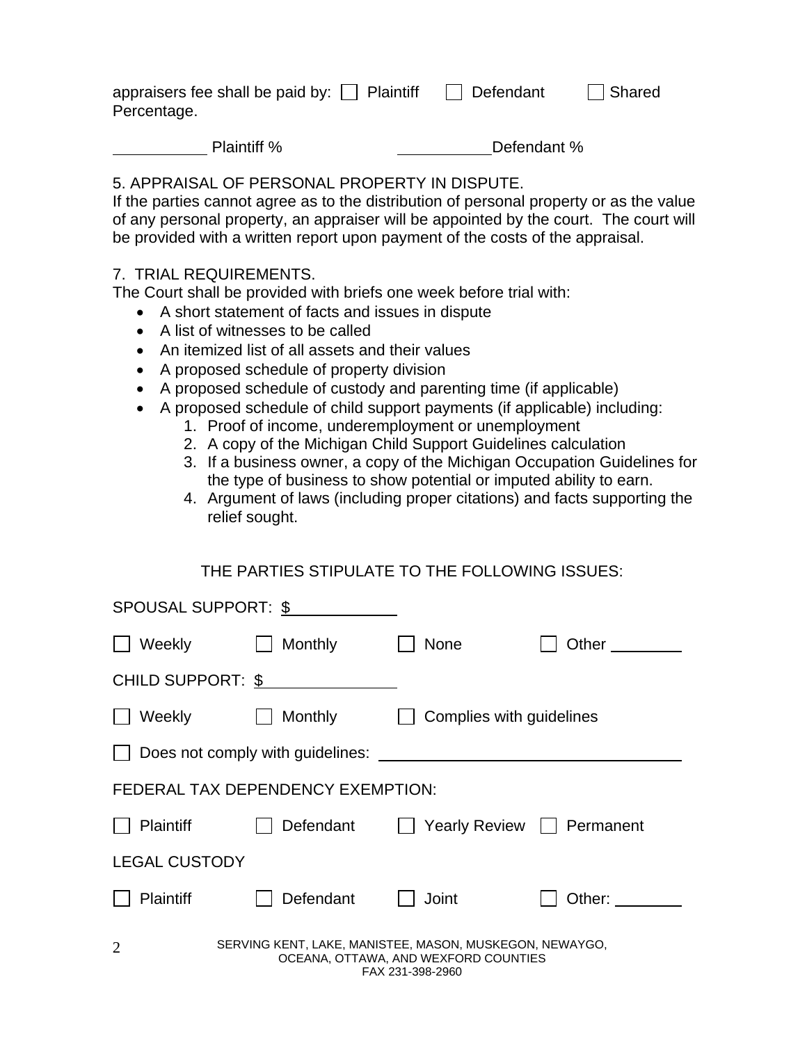appraisers fee shall be paid by: ☐ Plaintiff ☐ Defendant ☐ Shared Percentage.

__________ Plaintiff % __________Defendant %

5. APPRAISAL OF PERSONAL PROPERTY IN DISPUTE.
If the parties cannot agree as to the distribution of personal property or as the value of any personal property, an appraiser will be appointed by the court. The court will be provided with a written report upon payment of the costs of the appraisal.

7. TRIAL REQUIREMENTS.
The Court shall be provided with briefs one week before trial with:

- A short statement of facts and issues in dispute
- A list of witnesses to be called
- An itemized list of all assets and their values
- A proposed schedule of property division
- A proposed schedule of custody and parenting time (if applicable)
- A proposed schedule of child support payments (if applicable) including:
    1. Proof of income, underemployment or unemployment
    2. A copy of the Michigan Child Support Guidelines calculation
    3. If a business owner, a copy of the Michigan Occupation Guidelines for the type of business to show potential or imputed ability to earn.
    4. Argument of laws (including proper citations) and facts supporting the relief sought.

THE PARTIES STIPULATE TO THE FOLLOWING ISSUES:

SPOUSAL SUPPORT: $__________

☐ Weekly ☐ Monthly ☐ None ☐ Other ________

CHILD SUPPORT: $__________

☐ Weekly ☐ Monthly ☐ Complies with guidelines

☐ Does not comply with guidelines: ______________________________

FEDERAL TAX DEPENDENCY EXEMPTION:

☐ Plaintiff ☐ Defendant ☐ Yearly Review ☐ Permanent

LEGAL CUSTODY

☐ Plaintiff ☐ Defendant ☐ Joint ☐ Other: ________

SERVING KENT, LAKE, MANISTEE, MASON, MUSKEGON, NEWAYGO, OCEANA, OTTAWA, AND WEXFORD COUNTIES
FAX 231-398-2960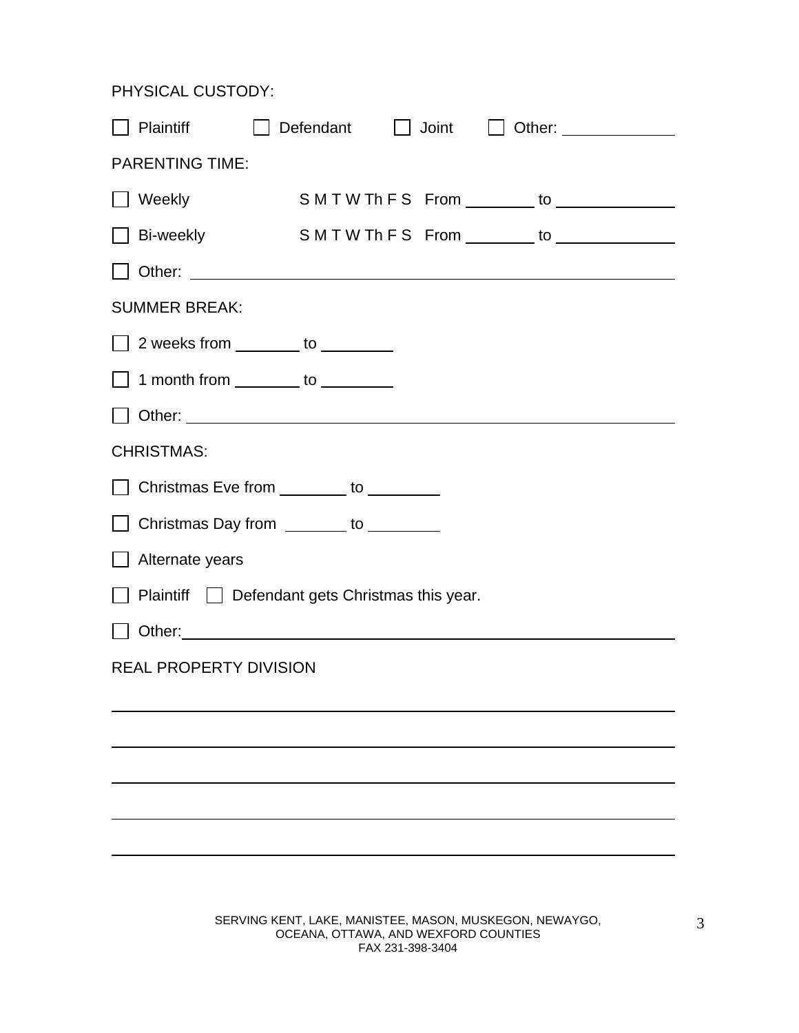PHYSICAL CUSTODY:

☐ Plaintiff ☐ Defendant ☐ Joint ☐ Other: ____________

PARENTING TIME:

☐ Weekly S M T W Th F S From ________ to ____________

☐ Bi-weekly S M T W Th F S From ________ to ____________

☐ Other: ______________________________________________

SUMMER BREAK:

☐ 2 weeks from ________ to ________

☐ 1 month from ________ to ________

☐ Other: ______________________________________________

CHRISTMAS:

☐ Christmas Eve from ________ to ________

☐ Christmas Day from ________ to ________

☐ Alternate years

☐ Plaintiff ☐ Defendant gets Christmas this year.

☐ Other: ______________________________________________

REAL PROPERTY DIVISION

______________________________________________________

______________________________________________________

______________________________________________________

______________________________________________________

______________________________________________________

SERVING KENT, LAKE, MANISTEE, MASON, MUSKEGON, NEWAYGO, OCEANA, OTTAWA, AND WEXFORD COUNTIES
FAX 231-398-3404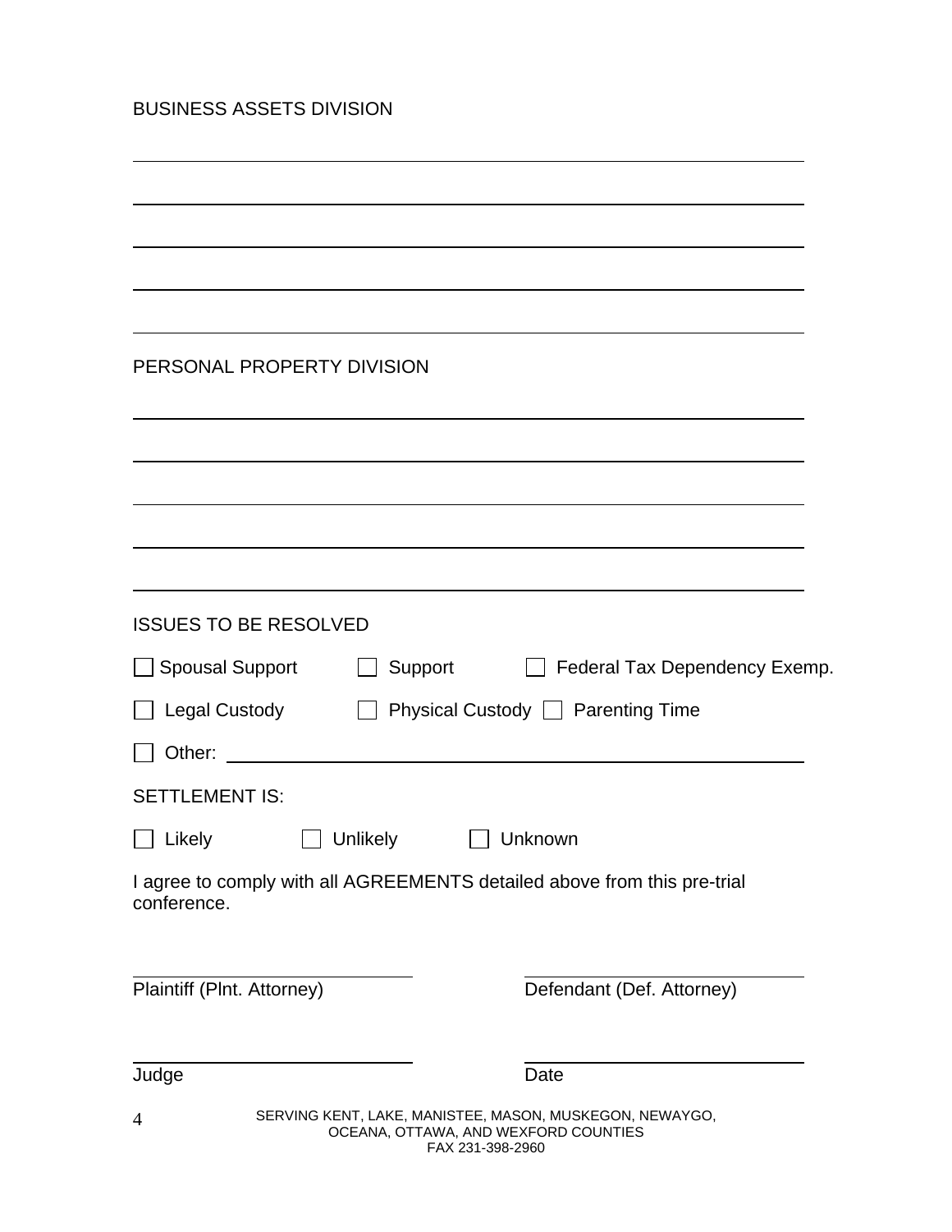BUSINESS ASSETS DIVISION

_______________________________________________________________

_______________________________________________________________

_______________________________________________________________

_______________________________________________________________

_______________________________________________________________

PERSONAL PROPERTY DIVISION

_______________________________________________________________

_______________________________________________________________

_______________________________________________________________

_______________________________________________________________

_______________________________________________________________

ISSUES TO BE RESOLVED

☐ Spousal Support ☐ Support ☐ Federal Tax Dependency Exemp.

☐ Legal Custody ☐ Physical Custody ☐ Parenting Time

☐ Other: _______________________________________________

SETTLEMENT IS:

☐ Likely ☐ Unlikely ☐ Unknown

I agree to comply with all AGREEMENTS detailed above from this pre-trial conference.

______________________________ ______________________________
Plaintiff (Plnt. Attorney) Defendant (Def. Attorney)

______________________________ ______________________________
Judge Date

SERVING KENT, LAKE, MANISTEE, MASON, MUSKEGON, NEWAYGO, OCEANA, OTTAWA, AND WEXFORD COUNTIES
FAX 231-398-2960